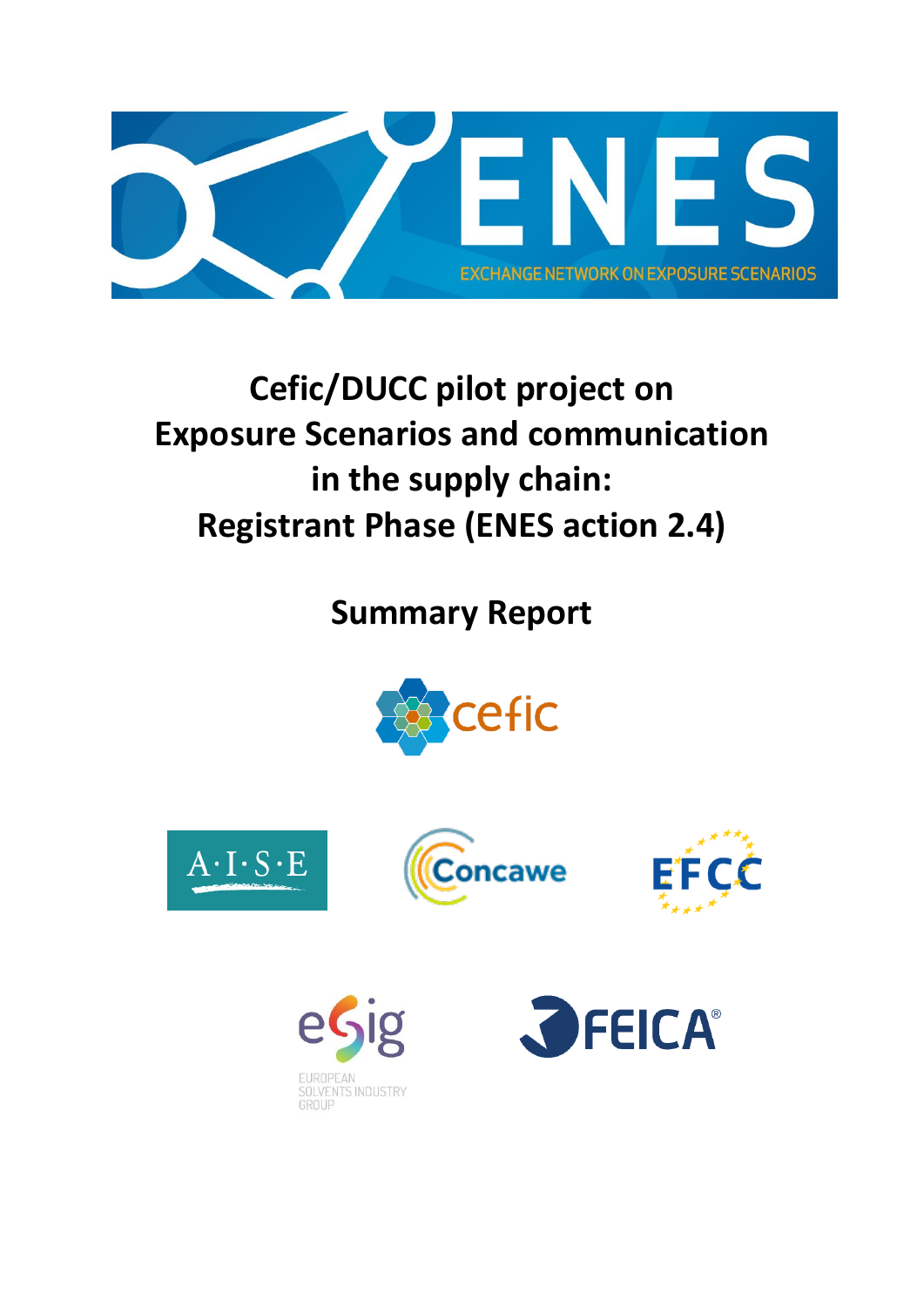ENES

EXCHANGE NETWORK ON EXPOSURE SCENARIOS

# Cefic/DUCC pilot project on Exposure Scenarios and communication in the supply chain: Registrant Phase (ENES action 2.4)

## Summary Report

cefic

A·I·S·E

Concawe

EFCC

esig

EUROPEAN SOLVENTS INDUSTRY GROUP

FEICA®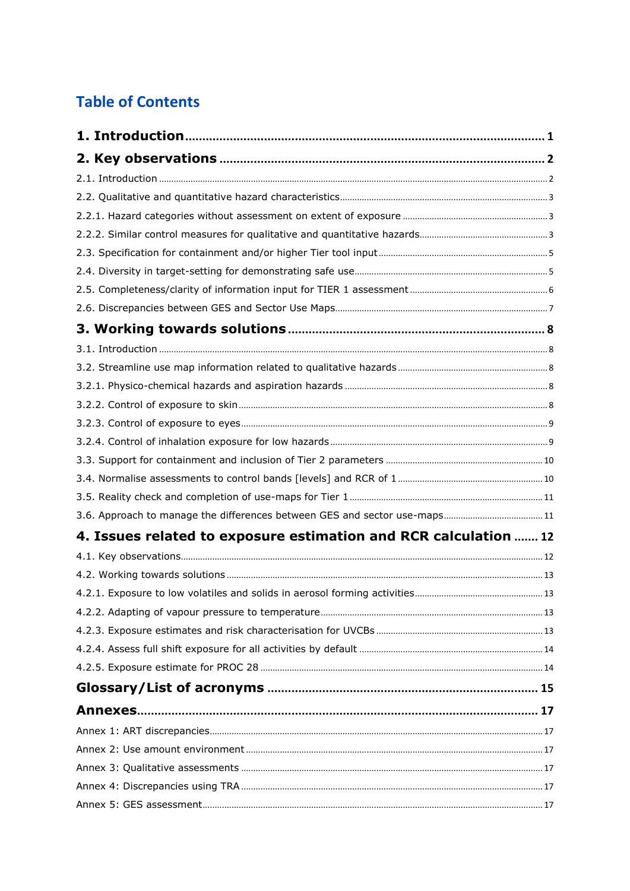# Table of Contents

**1. Introduction** ..... 1

**2. Key observations** ..... 2

2.1. Introduction ..... 2

2.2. Qualitative and quantitative hazard characteristics ..... 3

2.2.1. Hazard categories without assessment on extent of exposure ..... 3

2.2.2. Similar control measures for qualitative and quantitative hazards ..... 3

2.3. Specification for containment and/or higher Tier tool input ..... 5

2.4. Diversity in target-setting for demonstrating safe use ..... 5

2.5. Completeness/clarity of information input for TIER 1 assessment ..... 6

2.6. Discrepancies between GES and Sector Use Maps ..... 7

**3. Working towards solutions** ..... 8

3.1. Introduction ..... 8

3.2. Streamline use map information related to qualitative hazards ..... 8

3.2.1. Physico-chemical hazards and aspiration hazards ..... 8

3.2.2. Control of exposure to skin ..... 8

3.2.3. Control of exposure to eyes ..... 9

3.2.4. Control of inhalation exposure for low hazards ..... 9

3.3. Support for containment and inclusion of Tier 2 parameters ..... 10

3.4. Normalise assessments to control bands [levels] and RCR of 1 ..... 10

3.5. Reality check and completion of use-maps for Tier 1 ..... 11

3.6. Approach to manage the differences between GES and sector use-maps ..... 11

**4. Issues related to exposure estimation and RCR calculation** ..... 12

4.1. Key observations ..... 12

4.2. Working towards solutions ..... 13

4.2.1. Exposure to low volatiles and solids in aerosol forming activities ..... 13

4.2.2. Adapting of vapour pressure to temperature ..... 13

4.2.3. Exposure estimates and risk characterisation for UVCBs ..... 13

4.2.4. Assess full shift exposure for all activities by default ..... 14

4.2.5. Exposure estimate for PROC 28 ..... 14

**Glossary/List of acronyms** ..... 15

**Annexes** ..... 17

Annex 1: ART discrepancies ..... 17

Annex 2: Use amount environment ..... 17

Annex 3: Qualitative assessments ..... 17

Annex 4: Discrepancies using TRA ..... 17

Annex 5: GES assessment ..... 17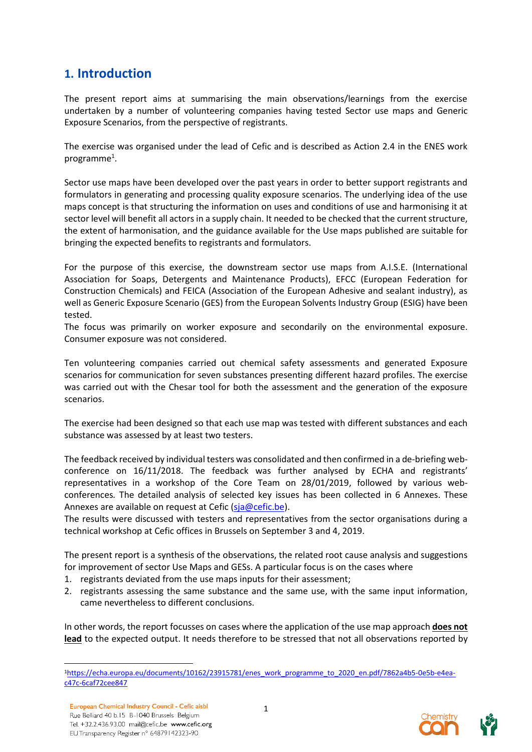# 1. Introduction

The present report aims at summarising the main observations/learnings from the exercise undertaken by a number of volunteering companies having tested Sector use maps and Generic Exposure Scenarios, from the perspective of registrants.

The exercise was organised under the lead of Cefic and is described as Action 2.4 in the ENES work programme[1].

Sector use maps have been developed over the past years in order to better support registrants and formulators in generating and processing quality exposure scenarios. The underlying idea of the use maps concept is that structuring the information on uses and conditions of use and harmonising it at sector level will benefit all actors in a supply chain. It needed to be checked that the current structure, the extent of harmonisation, and the guidance available for the Use maps published are suitable for bringing the expected benefits to registrants and formulators.

For the purpose of this exercise, the downstream sector use maps from A.I.S.E. (International Association for Soaps, Detergents and Maintenance Products), EFCC (European Federation for Construction Chemicals) and FEICA (Association of the European Adhesive and sealant industry), as well as Generic Exposure Scenario (GES) from the European Solvents Industry Group (ESIG) have been tested.

The focus was primarily on worker exposure and secondarily on the environmental exposure. Consumer exposure was not considered.

Ten volunteering companies carried out chemical safety assessments and generated Exposure scenarios for communication for seven substances presenting different hazard profiles. The exercise was carried out with the Chesar tool for both the assessment and the generation of the exposure scenarios.

The exercise had been designed so that each use map was tested with different substances and each substance was assessed by at least two testers.

The feedback received by individual testers was consolidated and then confirmed in a de-briefing web-conference on 16/11/2018. The feedback was further analysed by ECHA and registrants' representatives in a workshop of the Core Team on 28/01/2019, followed by various web-conferences. The detailed analysis of selected key issues has been collected in 6 Annexes. These Annexes are available on request at Cefic (sja@cefic.be).

The results were discussed with testers and representatives from the sector organisations during a technical workshop at Cefic offices in Brussels on September 3 and 4, 2019.

The present report is a synthesis of the observations, the related root cause analysis and suggestions for improvement of sector Use Maps and GESs. A particular focus is on the cases where

1. registrants deviated from the use maps inputs for their assessment;
2. registrants assessing the same substance and the same use, with the same input information, came nevertheless to different conclusions.

In other words, the report focusses on cases where the application of the use map approach **does not lead** to the expected output. It needs therefore to be stressed that not all observations reported by

[1] https://echa.europa.eu/documents/10162/23915781/enes_work_programme_to_2020_en.pdf/7862a4b5-0e5b-e4ea-c47c-6caf72cee847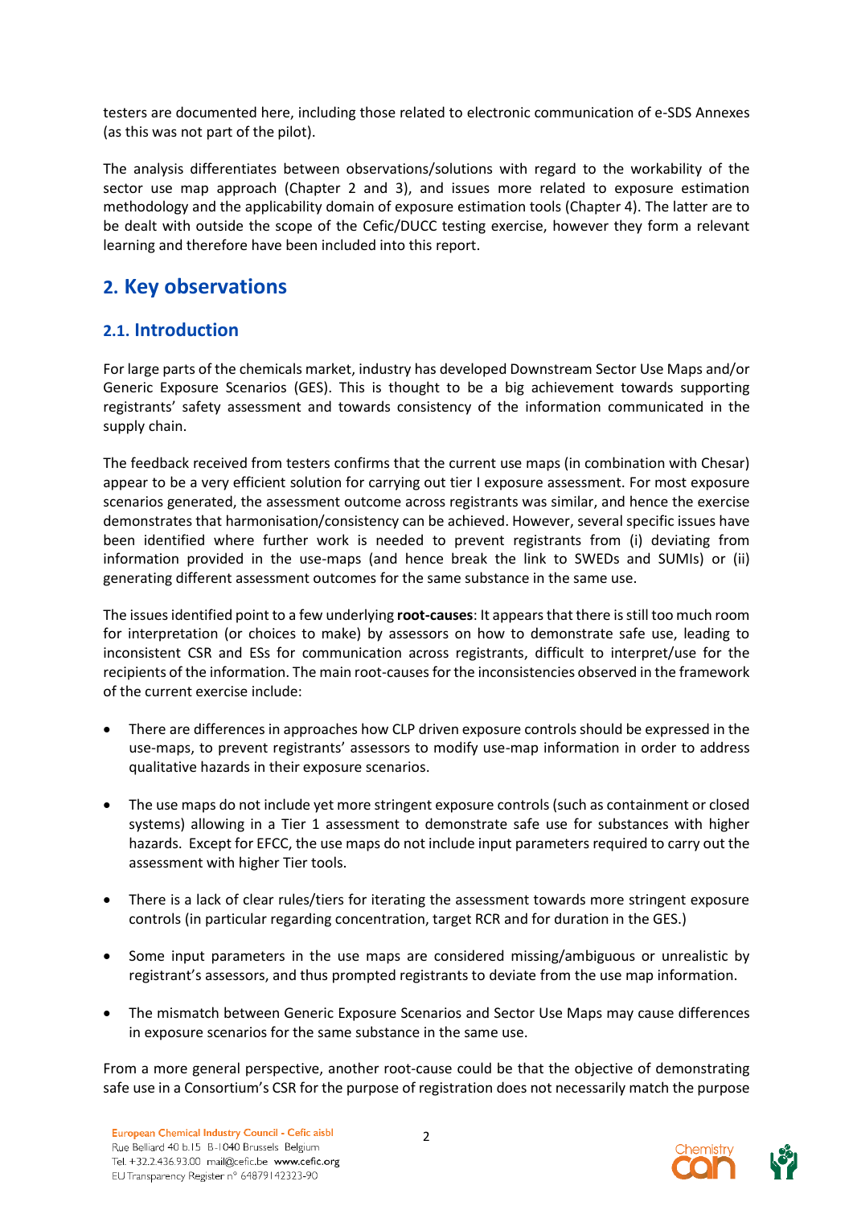testers are documented here, including those related to electronic communication of e-SDS Annexes (as this was not part of the pilot).

The analysis differentiates between observations/solutions with regard to the workability of the sector use map approach (Chapter 2 and 3), and issues more related to exposure estimation methodology and the applicability domain of exposure estimation tools (Chapter 4). The latter are to be dealt with outside the scope of the Cefic/DUCC testing exercise, however they form a relevant learning and therefore have been included into this report.

## 2. Key observations

### 2.1. Introduction

For large parts of the chemicals market, industry has developed Downstream Sector Use Maps and/or Generic Exposure Scenarios (GES). This is thought to be a big achievement towards supporting registrants' safety assessment and towards consistency of the information communicated in the supply chain.

The feedback received from testers confirms that the current use maps (in combination with Chesar) appear to be a very efficient solution for carrying out tier I exposure assessment. For most exposure scenarios generated, the assessment outcome across registrants was similar, and hence the exercise demonstrates that harmonisation/consistency can be achieved. However, several specific issues have been identified where further work is needed to prevent registrants from (i) deviating from information provided in the use-maps (and hence break the link to SWEDs and SUMIs) or (ii) generating different assessment outcomes for the same substance in the same use.

The issues identified point to a few underlying **root-causes**: It appears that there is still too much room for interpretation (or choices to make) by assessors on how to demonstrate safe use, leading to inconsistent CSR and ESs for communication across registrants, difficult to interpret/use for the recipients of the information. The main root-causes for the inconsistencies observed in the framework of the current exercise include:

- There are differences in approaches how CLP driven exposure controls should be expressed in the use-maps, to prevent registrants' assessors to modify use-map information in order to address qualitative hazards in their exposure scenarios.
- The use maps do not include yet more stringent exposure controls (such as containment or closed systems) allowing in a Tier 1 assessment to demonstrate safe use for substances with higher hazards. Except for EFCC, the use maps do not include input parameters required to carry out the assessment with higher Tier tools.
- There is a lack of clear rules/tiers for iterating the assessment towards more stringent exposure controls (in particular regarding concentration, target RCR and for duration in the GES.)
- Some input parameters in the use maps are considered missing/ambiguous or unrealistic by registrant's assessors, and thus prompted registrants to deviate from the use map information.
- The mismatch between Generic Exposure Scenarios and Sector Use Maps may cause differences in exposure scenarios for the same substance in the same use.

From a more general perspective, another root-cause could be that the objective of demonstrating safe use in a Consortium's CSR for the purpose of registration does not necessarily match the purpose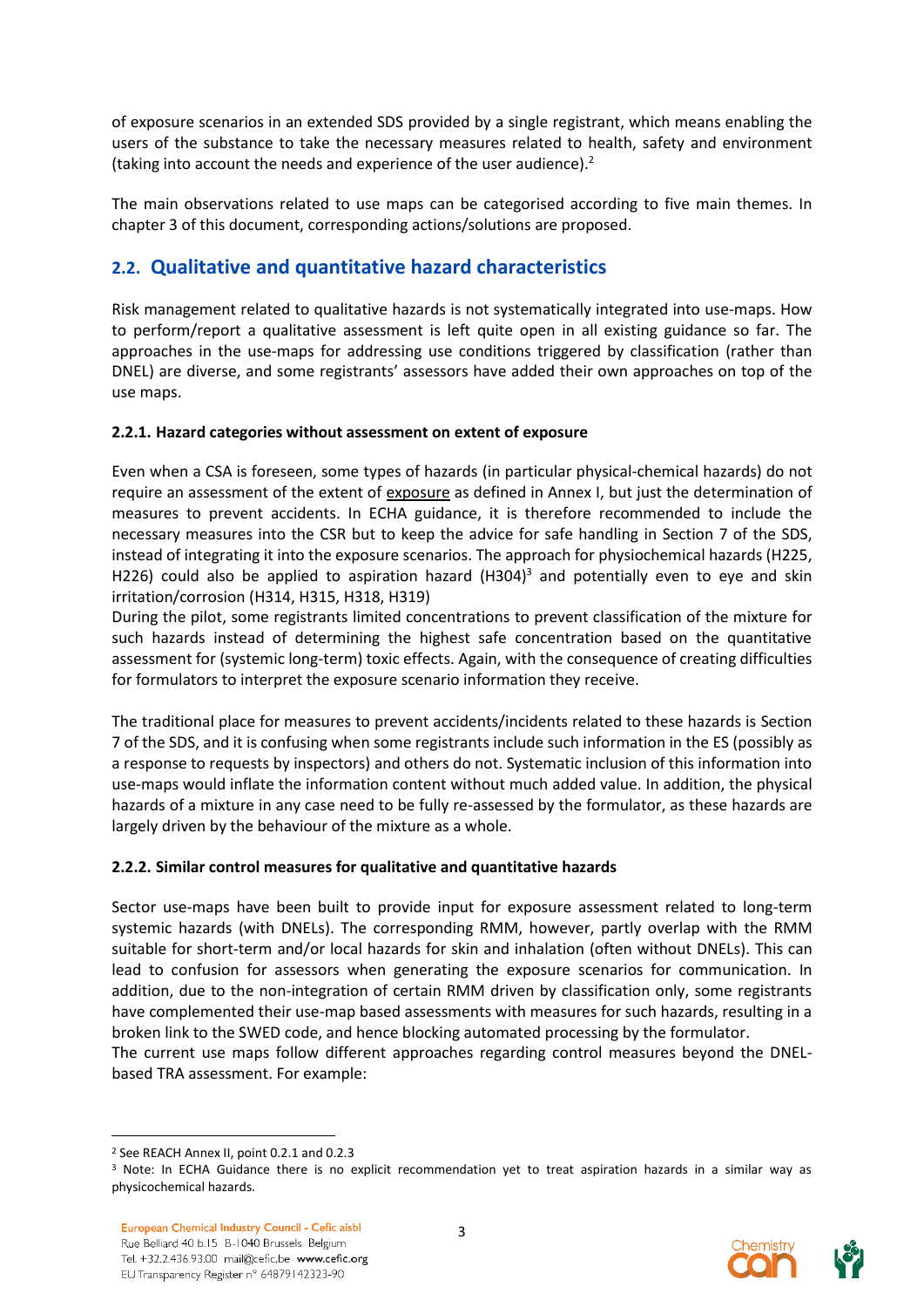of exposure scenarios in an extended SDS provided by a single registrant, which means enabling the users of the substance to take the necessary measures related to health, safety and environment (taking into account the needs and experience of the user audience).[2]

The main observations related to use maps can be categorised according to five main themes. In chapter 3 of this document, corresponding actions/solutions are proposed.

## 2.2. Qualitative and quantitative hazard characteristics

Risk management related to qualitative hazards is not systematically integrated into use-maps. How to perform/report a qualitative assessment is left quite open in all existing guidance so far. The approaches in the use-maps for addressing use conditions triggered by classification (rather than DNEL) are diverse, and some registrants' assessors have added their own approaches on top of the use maps.

### 2.2.1. Hazard categories without assessment on extent of exposure

Even when a CSA is foreseen, some types of hazards (in particular physical-chemical hazards) do not require an assessment of the extent of exposure as defined in Annex I, but just the determination of measures to prevent accidents. In ECHA guidance, it is therefore recommended to include the necessary measures into the CSR but to keep the advice for safe handling in Section 7 of the SDS, instead of integrating it into the exposure scenarios. The approach for physiochemical hazards (H225, H226) could also be applied to aspiration hazard (H304)[3] and potentially even to eye and skin irritation/corrosion (H314, H315, H318, H319)

During the pilot, some registrants limited concentrations to prevent classification of the mixture for such hazards instead of determining the highest safe concentration based on the quantitative assessment for (systemic long-term) toxic effects. Again, with the consequence of creating difficulties for formulators to interpret the exposure scenario information they receive.

The traditional place for measures to prevent accidents/incidents related to these hazards is Section 7 of the SDS, and it is confusing when some registrants include such information in the ES (possibly as a response to requests by inspectors) and others do not. Systematic inclusion of this information into use-maps would inflate the information content without much added value. In addition, the physical hazards of a mixture in any case need to be fully re-assessed by the formulator, as these hazards are largely driven by the behaviour of the mixture as a whole.

### 2.2.2. Similar control measures for qualitative and quantitative hazards

Sector use-maps have been built to provide input for exposure assessment related to long-term systemic hazards (with DNELs). The corresponding RMM, however, partly overlap with the RMM suitable for short-term and/or local hazards for skin and inhalation (often without DNELs). This can lead to confusion for assessors when generating the exposure scenarios for communication. In addition, due to the non-integration of certain RMM driven by classification only, some registrants have complemented their use-map based assessments with measures for such hazards, resulting in a broken link to the SWED code, and hence blocking automated processing by the formulator.

The current use maps follow different approaches regarding control measures beyond the DNEL-based TRA assessment. For example:

---

[2] See REACH Annex II, point 0.2.1 and 0.2.3

[3] Note: In ECHA Guidance there is no explicit recommendation yet to treat aspiration hazards in a similar way as physicochemical hazards.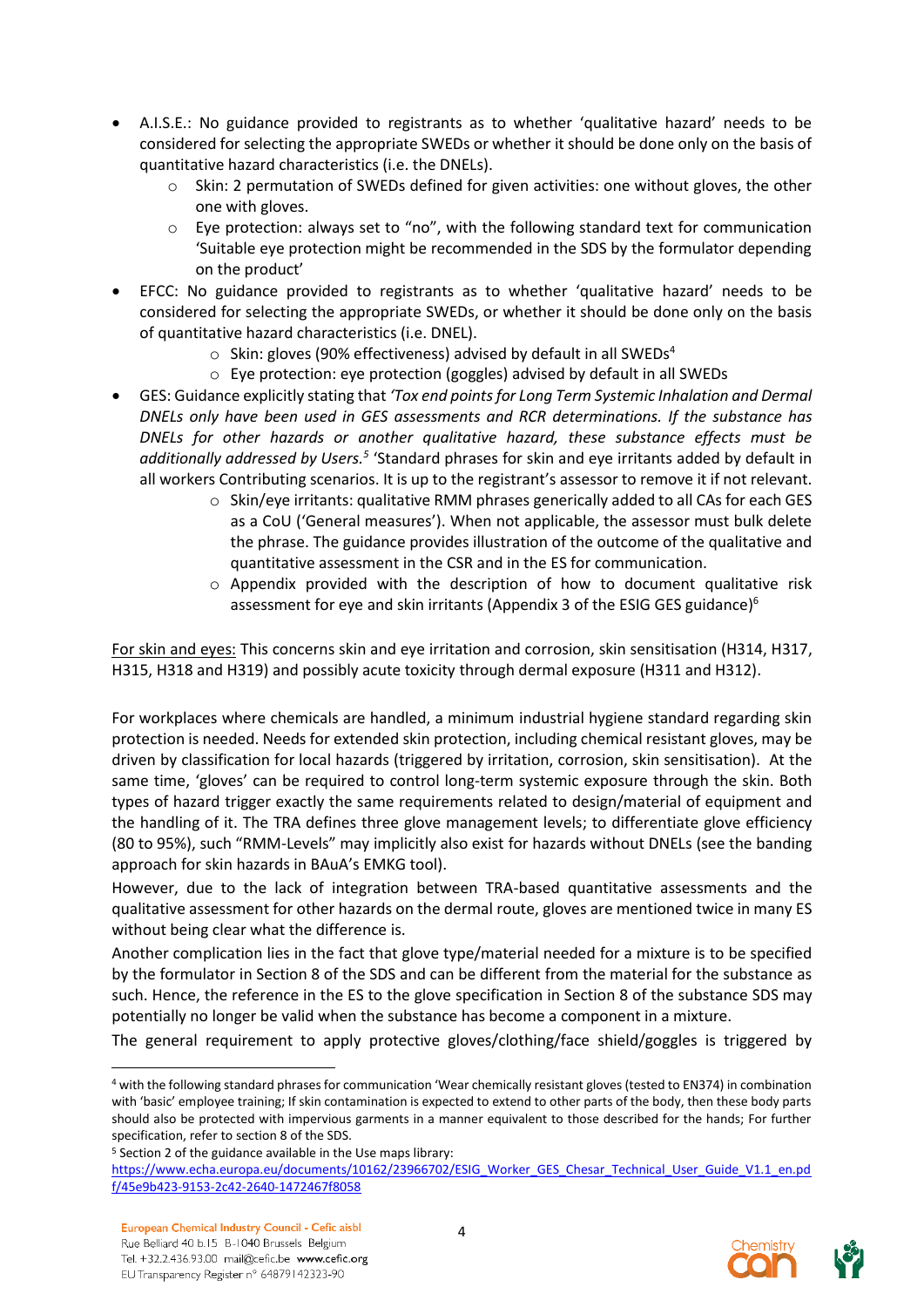- A.I.S.E.: No guidance provided to registrants as to whether 'qualitative hazard' needs to be considered for selecting the appropriate SWEDs or whether it should be done only on the basis of quantitative hazard characteristics (i.e. the DNELs).
  - Skin: 2 permutation of SWEDs defined for given activities: one without gloves, the other one with gloves.
  - Eye protection: always set to "no", with the following standard text for communication 'Suitable eye protection might be recommended in the SDS by the formulator depending on the product'
- EFCC: No guidance provided to registrants as to whether 'qualitative hazard' needs to be considered for selecting the appropriate SWEDs, or whether it should be done only on the basis of quantitative hazard characteristics (i.e. DNEL).
  - Skin: gloves (90% effectiveness) advised by default in all SWEDs[4]
  - Eye protection: eye protection (goggles) advised by default in all SWEDs
- GES: Guidance explicitly stating that *'Tox end points for Long Term Systemic Inhalation and Dermal DNELs only have been used in GES assessments and RCR determinations. If the substance has DNELs for other hazards or another qualitative hazard, these substance effects must be additionally addressed by Users.*[5] 'Standard phrases for skin and eye irritants added by default in all workers Contributing scenarios. It is up to the registrant's assessor to remove it if not relevant.
  - Skin/eye irritants: qualitative RMM phrases generically added to all CAs for each GES as a CoU ('General measures'). When not applicable, the assessor must bulk delete the phrase. The guidance provides illustration of the outcome of the qualitative and quantitative assessment in the CSR and in the ES for communication.
  - Appendix provided with the description of how to document qualitative risk assessment for eye and skin irritants (Appendix 3 of the ESIG GES guidance)[6]

For skin and eyes: This concerns skin and eye irritation and corrosion, skin sensitisation (H314, H317, H315, H318 and H319) and possibly acute toxicity through dermal exposure (H311 and H312).

For workplaces where chemicals are handled, a minimum industrial hygiene standard regarding skin protection is needed. Needs for extended skin protection, including chemical resistant gloves, may be driven by classification for local hazards (triggered by irritation, corrosion, skin sensitisation). At the same time, 'gloves' can be required to control long-term systemic exposure through the skin. Both types of hazard trigger exactly the same requirements related to design/material of equipment and the handling of it. The TRA defines three glove management levels; to differentiate glove efficiency (80 to 95%), such "RMM-Levels" may implicitly also exist for hazards without DNELs (see the banding approach for skin hazards in BAuA's EMKG tool).

However, due to the lack of integration between TRA-based quantitative assessments and the qualitative assessment for other hazards on the dermal route, gloves are mentioned twice in many ES without being clear what the difference is.

Another complication lies in the fact that glove type/material needed for a mixture is to be specified by the formulator in Section 8 of the SDS and can be different from the material for the substance as such. Hence, the reference in the ES to the glove specification in Section 8 of the substance SDS may potentially no longer be valid when the substance has become a component in a mixture.

The general requirement to apply protective gloves/clothing/face shield/goggles is triggered by

---

[4] with the following standard phrases for communication 'Wear chemically resistant gloves (tested to EN374) in combination with 'basic' employee training; If skin contamination is expected to extend to other parts of the body, then these body parts should also be protected with impervious garments in a manner equivalent to those described for the hands; For further specification, refer to section 8 of the SDS.

[5] Section 2 of the guidance available in the Use maps library: https://www.echa.europa.eu/documents/10162/23966702/ESIG_Worker_GES_Chesar_Technical_User_Guide_V1.1_en.pdf/45e9b423-9153-2c42-2640-1472467f8058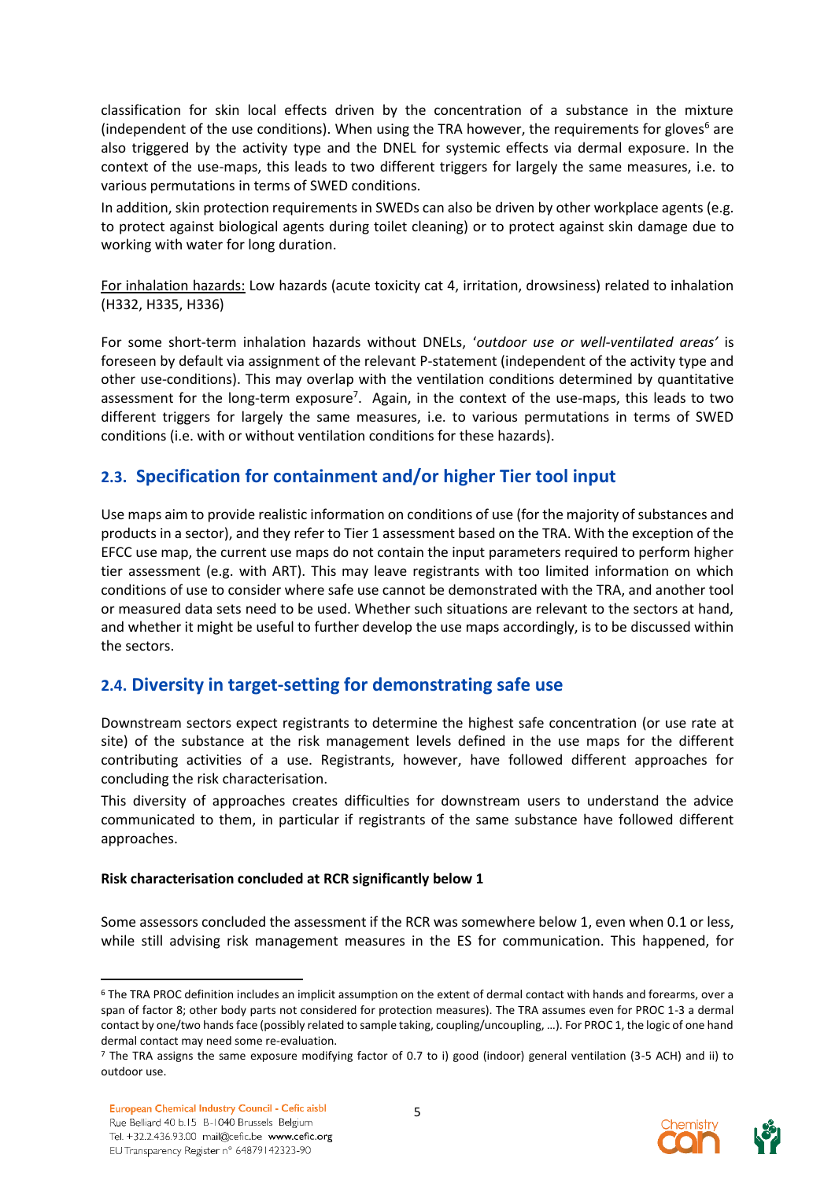classification for skin local effects driven by the concentration of a substance in the mixture (independent of the use conditions). When using the TRA however, the requirements for gloves[6] are also triggered by the activity type and the DNEL for systemic effects via dermal exposure. In the context of the use-maps, this leads to two different triggers for largely the same measures, i.e. to various permutations in terms of SWED conditions.

In addition, skin protection requirements in SWEDs can also be driven by other workplace agents (e.g. to protect against biological agents during toilet cleaning) or to protect against skin damage due to working with water for long duration.

<u>For inhalation hazards:</u> Low hazards (acute toxicity cat 4, irritation, drowsiness) related to inhalation (H332, H335, H336)

For some short-term inhalation hazards without DNELs, '*outdoor use or well-ventilated areas'* is foreseen by default via assignment of the relevant P-statement (independent of the activity type and other use-conditions). This may overlap with the ventilation conditions determined by quantitative assessment for the long-term exposure[7]. Again, in the context of the use-maps, this leads to two different triggers for largely the same measures, i.e. to various permutations in terms of SWED conditions (i.e. with or without ventilation conditions for these hazards).

## 2.3. Specification for containment and/or higher Tier tool input

Use maps aim to provide realistic information on conditions of use (for the majority of substances and products in a sector), and they refer to Tier 1 assessment based on the TRA. With the exception of the EFCC use map, the current use maps do not contain the input parameters required to perform higher tier assessment (e.g. with ART). This may leave registrants with too limited information on which conditions of use to consider where safe use cannot be demonstrated with the TRA, and another tool or measured data sets need to be used. Whether such situations are relevant to the sectors at hand, and whether it might be useful to further develop the use maps accordingly, is to be discussed within the sectors.

## 2.4. Diversity in target-setting for demonstrating safe use

Downstream sectors expect registrants to determine the highest safe concentration (or use rate at site) of the substance at the risk management levels defined in the use maps for the different contributing activities of a use. Registrants, however, have followed different approaches for concluding the risk characterisation.

This diversity of approaches creates difficulties for downstream users to understand the advice communicated to them, in particular if registrants of the same substance have followed different approaches.

**Risk characterisation concluded at RCR significantly below 1**

Some assessors concluded the assessment if the RCR was somewhere below 1, even when 0.1 or less, while still advising risk management measures in the ES for communication. This happened, for

---

[6] The TRA PROC definition includes an implicit assumption on the extent of dermal contact with hands and forearms, over a span of factor 8; other body parts not considered for protection measures). The TRA assumes even for PROC 1-3 a dermal contact by one/two hands face (possibly related to sample taking, coupling/uncoupling, …). For PROC 1, the logic of one hand dermal contact may need some re-evaluation.

[7] The TRA assigns the same exposure modifying factor of 0.7 to i) good (indoor) general ventilation (3-5 ACH) and ii) to outdoor use.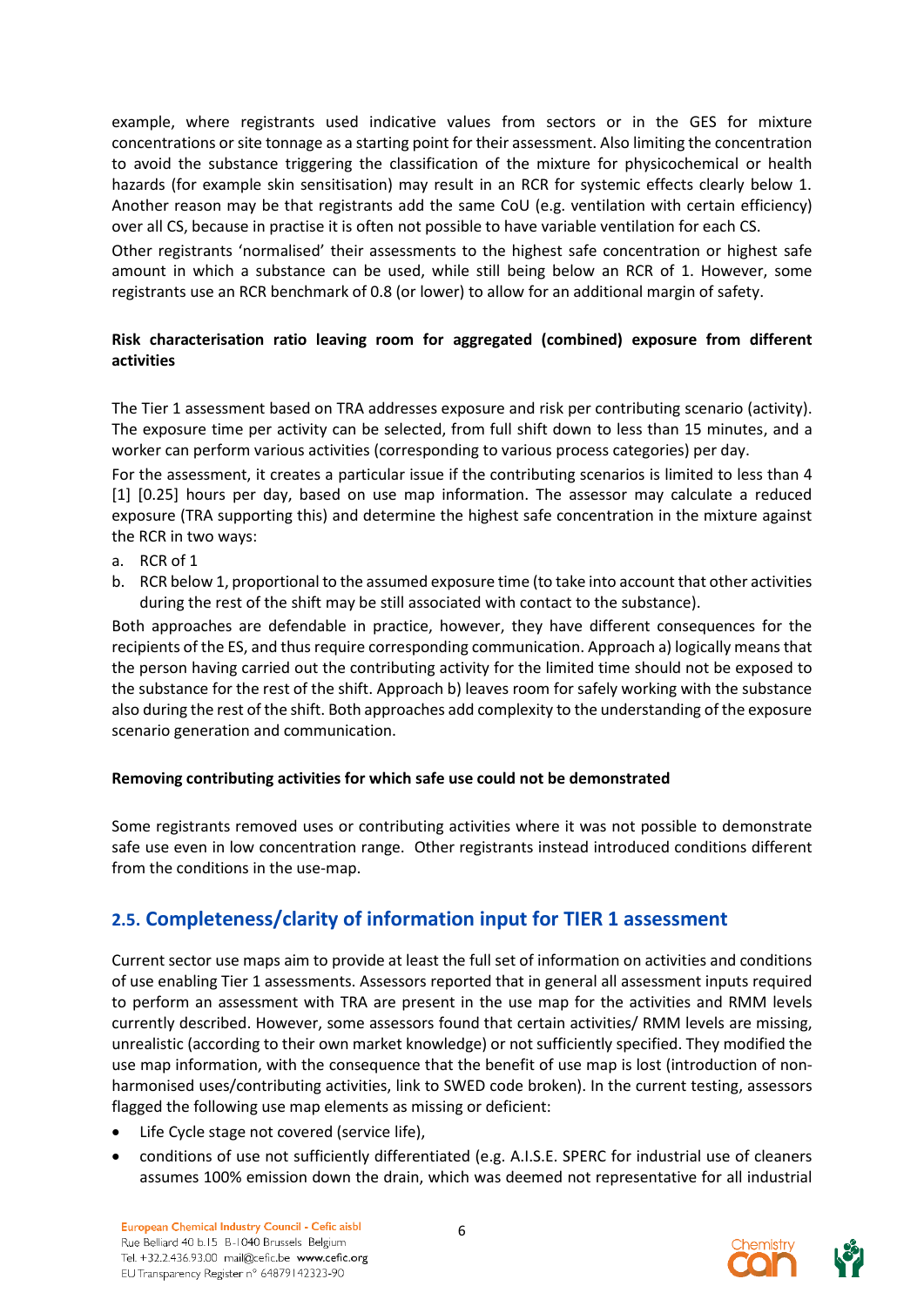example, where registrants used indicative values from sectors or in the GES for mixture concentrations or site tonnage as a starting point for their assessment. Also limiting the concentration to avoid the substance triggering the classification of the mixture for physicochemical or health hazards (for example skin sensitisation) may result in an RCR for systemic effects clearly below 1. Another reason may be that registrants add the same CoU (e.g. ventilation with certain efficiency) over all CS, because in practise it is often not possible to have variable ventilation for each CS.

Other registrants 'normalised' their assessments to the highest safe concentration or highest safe amount in which a substance can be used, while still being below an RCR of 1. However, some registrants use an RCR benchmark of 0.8 (or lower) to allow for an additional margin of safety.

**Risk characterisation ratio leaving room for aggregated (combined) exposure from different activities**

The Tier 1 assessment based on TRA addresses exposure and risk per contributing scenario (activity). The exposure time per activity can be selected, from full shift down to less than 15 minutes, and a worker can perform various activities (corresponding to various process categories) per day.

For the assessment, it creates a particular issue if the contributing scenarios is limited to less than 4 [1] [0.25] hours per day, based on use map information. The assessor may calculate a reduced exposure (TRA supporting this) and determine the highest safe concentration in the mixture against the RCR in two ways:

a. RCR of 1
b. RCR below 1, proportional to the assumed exposure time (to take into account that other activities during the rest of the shift may be still associated with contact to the substance).

Both approaches are defendable in practice, however, they have different consequences for the recipients of the ES, and thus require corresponding communication. Approach a) logically means that the person having carried out the contributing activity for the limited time should not be exposed to the substance for the rest of the shift. Approach b) leaves room for safely working with the substance also during the rest of the shift. Both approaches add complexity to the understanding of the exposure scenario generation and communication.

**Removing contributing activities for which safe use could not be demonstrated**

Some registrants removed uses or contributing activities where it was not possible to demonstrate safe use even in low concentration range. Other registrants instead introduced conditions different from the conditions in the use-map.

## 2.5. Completeness/clarity of information input for TIER 1 assessment

Current sector use maps aim to provide at least the full set of information on activities and conditions of use enabling Tier 1 assessments. Assessors reported that in general all assessment inputs required to perform an assessment with TRA are present in the use map for the activities and RMM levels currently described. However, some assessors found that certain activities/ RMM levels are missing, unrealistic (according to their own market knowledge) or not sufficiently specified. They modified the use map information, with the consequence that the benefit of use map is lost (introduction of non-harmonised uses/contributing activities, link to SWED code broken). In the current testing, assessors flagged the following use map elements as missing or deficient:

- Life Cycle stage not covered (service life),
- conditions of use not sufficiently differentiated (e.g. A.I.S.E. SPERC for industrial use of cleaners assumes 100% emission down the drain, which was deemed not representative for all industrial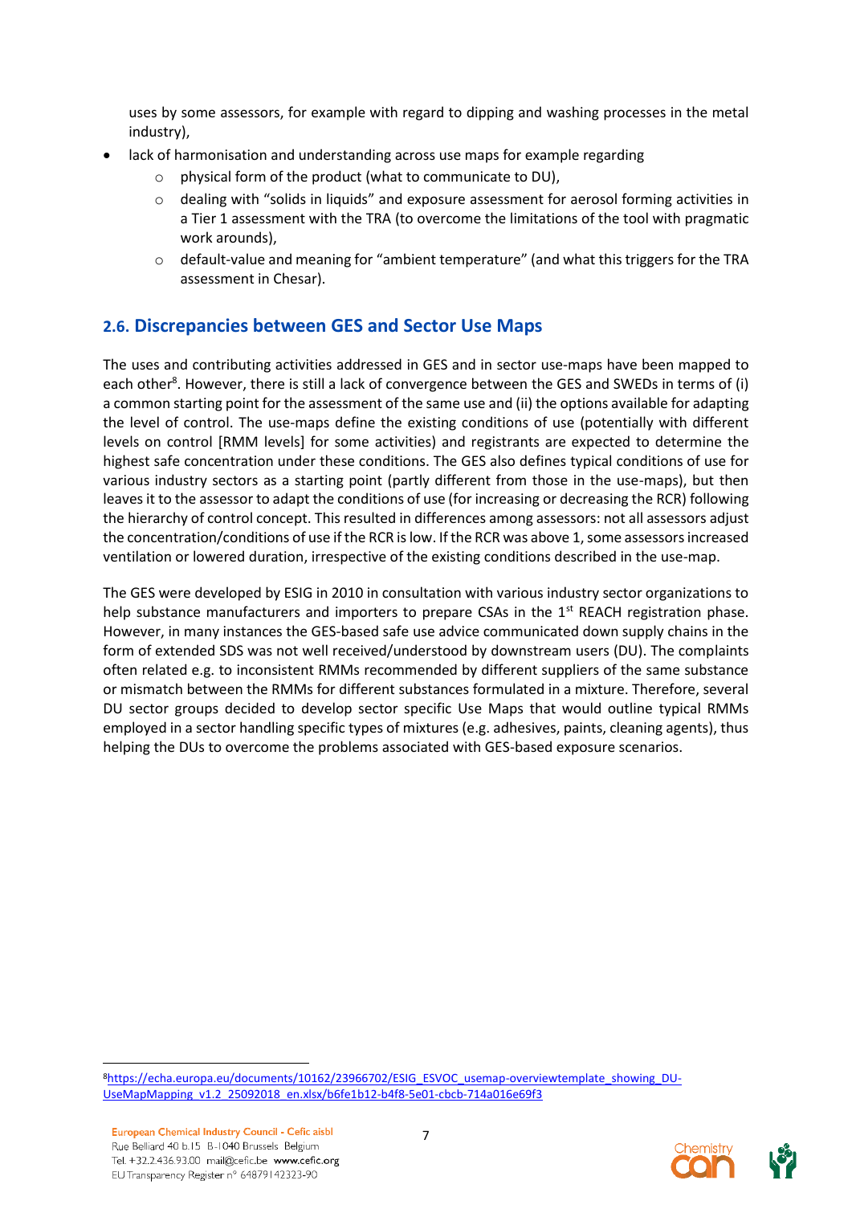uses by some assessors, for example with regard to dipping and washing processes in the metal industry),

- lack of harmonisation and understanding across use maps for example regarding
  - physical form of the product (what to communicate to DU),
  - dealing with "solids in liquids" and exposure assessment for aerosol forming activities in a Tier 1 assessment with the TRA (to overcome the limitations of the tool with pragmatic work arounds),
  - default-value and meaning for "ambient temperature" (and what this triggers for the TRA assessment in Chesar).

## 2.6. Discrepancies between GES and Sector Use Maps

The uses and contributing activities addressed in GES and in sector use-maps have been mapped to each other[8]. However, there is still a lack of convergence between the GES and SWEDs in terms of (i) a common starting point for the assessment of the same use and (ii) the options available for adapting the level of control. The use-maps define the existing conditions of use (potentially with different levels on control [RMM levels] for some activities) and registrants are expected to determine the highest safe concentration under these conditions. The GES also defines typical conditions of use for various industry sectors as a starting point (partly different from those in the use-maps), but then leaves it to the assessor to adapt the conditions of use (for increasing or decreasing the RCR) following the hierarchy of control concept. This resulted in differences among assessors: not all assessors adjust the concentration/conditions of use if the RCR is low. If the RCR was above 1, some assessors increased ventilation or lowered duration, irrespective of the existing conditions described in the use-map.

The GES were developed by ESIG in 2010 in consultation with various industry sector organizations to help substance manufacturers and importers to prepare CSAs in the 1st REACH registration phase. However, in many instances the GES-based safe use advice communicated down supply chains in the form of extended SDS was not well received/understood by downstream users (DU). The complaints often related e.g. to inconsistent RMMs recommended by different suppliers of the same substance or mismatch between the RMMs for different substances formulated in a mixture. Therefore, several DU sector groups decided to develop sector specific Use Maps that would outline typical RMMs employed in a sector handling specific types of mixtures (e.g. adhesives, paints, cleaning agents), thus helping the DUs to overcome the problems associated with GES-based exposure scenarios.

[8] https://echa.europa.eu/documents/10162/23966702/ESIG_ESVOC_usemap-overviewtemplate_showing_DU-UseMapMapping_v1.2_25092018_en.xlsx/b6fe1b12-b4f8-5e01-cbcb-714a016e69f3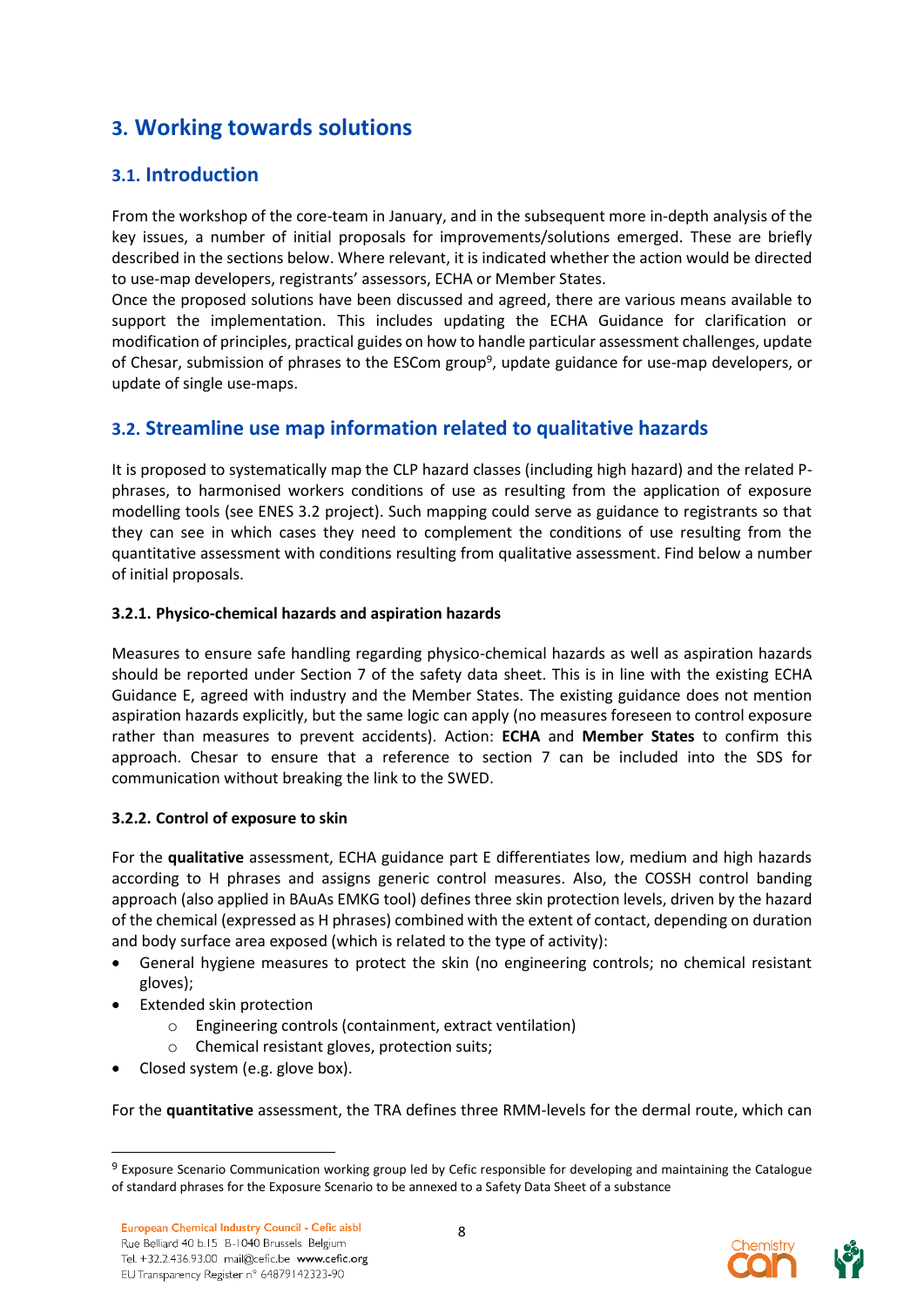## 3. Working towards solutions

### 3.1. Introduction

From the workshop of the core-team in January, and in the subsequent more in-depth analysis of the key issues, a number of initial proposals for improvements/solutions emerged. These are briefly described in the sections below. Where relevant, it is indicated whether the action would be directed to use-map developers, registrants' assessors, ECHA or Member States.

Once the proposed solutions have been discussed and agreed, there are various means available to support the implementation. This includes updating the ECHA Guidance for clarification or modification of principles, practical guides on how to handle particular assessment challenges, update of Chesar, submission of phrases to the ESCom group[9], update guidance for use-map developers, or update of single use-maps.

### 3.2. Streamline use map information related to qualitative hazards

It is proposed to systematically map the CLP hazard classes (including high hazard) and the related P-phrases, to harmonised workers conditions of use as resulting from the application of exposure modelling tools (see ENES 3.2 project). Such mapping could serve as guidance to registrants so that they can see in which cases they need to complement the conditions of use resulting from the quantitative assessment with conditions resulting from qualitative assessment. Find below a number of initial proposals.

#### 3.2.1. Physico-chemical hazards and aspiration hazards

Measures to ensure safe handling regarding physico-chemical hazards as well as aspiration hazards should be reported under Section 7 of the safety data sheet. This is in line with the existing ECHA Guidance E, agreed with industry and the Member States. The existing guidance does not mention aspiration hazards explicitly, but the same logic can apply (no measures foreseen to control exposure rather than measures to prevent accidents). Action: **ECHA** and **Member States** to confirm this approach. Chesar to ensure that a reference to section 7 can be included into the SDS for communication without breaking the link to the SWED.

#### 3.2.2. Control of exposure to skin

For the **qualitative** assessment, ECHA guidance part E differentiates low, medium and high hazards according to H phrases and assigns generic control measures. Also, the COSSH control banding approach (also applied in BAuAs EMKG tool) defines three skin protection levels, driven by the hazard of the chemical (expressed as H phrases) combined with the extent of contact, depending on duration and body surface area exposed (which is related to the type of activity):

- General hygiene measures to protect the skin (no engineering controls; no chemical resistant gloves);
- Extended skin protection
    - Engineering controls (containment, extract ventilation)
    - Chemical resistant gloves, protection suits;
- Closed system (e.g. glove box).

For the **quantitative** assessment, the TRA defines three RMM-levels for the dermal route, which can

[9] Exposure Scenario Communication working group led by Cefic responsible for developing and maintaining the Catalogue of standard phrases for the Exposure Scenario to be annexed to a Safety Data Sheet of a substance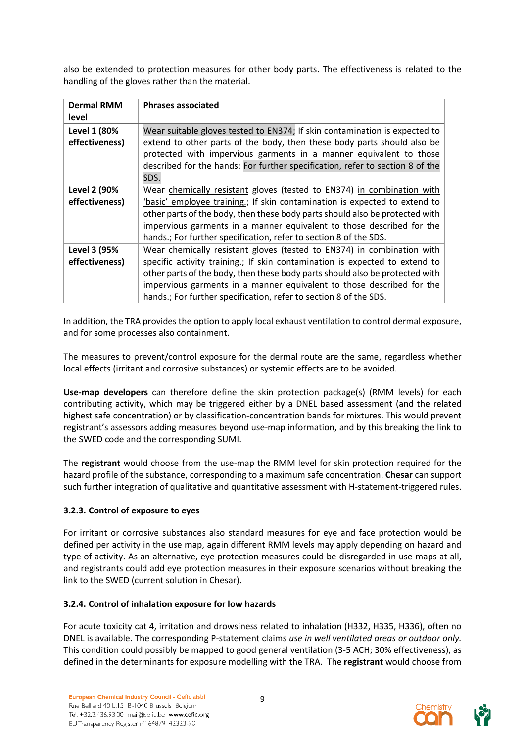also be extended to protection measures for other body parts. The effectiveness is related to the handling of the gloves rather than the material.

| Dermal RMM level | Phrases associated |
|---|---|
| **Level 1 (80% effectiveness)** | Wear suitable gloves tested to EN374; If skin contamination is expected to extend to other parts of the body, then these body parts should also be protected with impervious garments in a manner equivalent to those described for the hands; For further specification, refer to section 8 of the SDS. |
| **Level 2 (90% effectiveness)** | Wear chemically resistant gloves (tested to EN374) in combination with 'basic' employee training.; If skin contamination is expected to extend to other parts of the body, then these body parts should also be protected with impervious garments in a manner equivalent to those described for the hands.; For further specification, refer to section 8 of the SDS. |
| **Level 3 (95% effectiveness)** | Wear chemically resistant gloves (tested to EN374) in combination with specific activity training.; If skin contamination is expected to extend to other parts of the body, then these body parts should also be protected with impervious garments in a manner equivalent to those described for the hands.; For further specification, refer to section 8 of the SDS. |

In addition, the TRA provides the option to apply local exhaust ventilation to control dermal exposure, and for some processes also containment.

The measures to prevent/control exposure for the dermal route are the same, regardless whether local effects (irritant and corrosive substances) or systemic effects are to be avoided.

**Use-map developers** can therefore define the skin protection package(s) (RMM levels) for each contributing activity, which may be triggered either by a DNEL based assessment (and the related highest safe concentration) or by classification-concentration bands for mixtures. This would prevent registrant's assessors adding measures beyond use-map information, and by this breaking the link to the SWED code and the corresponding SUMI.

The **registrant** would choose from the use-map the RMM level for skin protection required for the hazard profile of the substance, corresponding to a maximum safe concentration. **Chesar** can support such further integration of qualitative and quantitative assessment with H-statement-triggered rules.

#### 3.2.3. Control of exposure to eyes

For irritant or corrosive substances also standard measures for eye and face protection would be defined per activity in the use map, again different RMM levels may apply depending on hazard and type of activity. As an alternative, eye protection measures could be disregarded in use-maps at all, and registrants could add eye protection measures in their exposure scenarios without breaking the link to the SWED (current solution in Chesar).

#### 3.2.4. Control of inhalation exposure for low hazards

For acute toxicity cat 4, irritation and drowsiness related to inhalation (H332, H335, H336), often no DNEL is available. The corresponding P-statement claims *use in well ventilated areas or outdoor only.* This condition could possibly be mapped to good general ventilation (3-5 ACH; 30% effectiveness), as defined in the determinants for exposure modelling with the TRA. The **registrant** would choose from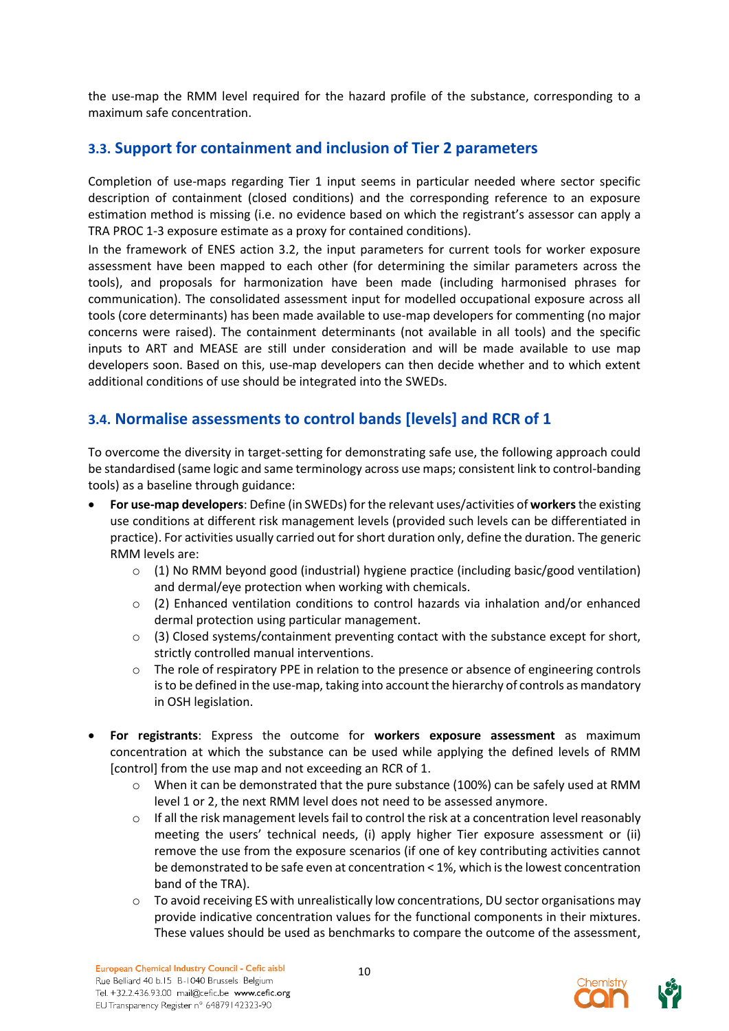the use-map the RMM level required for the hazard profile of the substance, corresponding to a maximum safe concentration.

## 3.3. Support for containment and inclusion of Tier 2 parameters

Completion of use-maps regarding Tier 1 input seems in particular needed where sector specific description of containment (closed conditions) and the corresponding reference to an exposure estimation method is missing (i.e. no evidence based on which the registrant's assessor can apply a TRA PROC 1-3 exposure estimate as a proxy for contained conditions).

In the framework of ENES action 3.2, the input parameters for current tools for worker exposure assessment have been mapped to each other (for determining the similar parameters across the tools), and proposals for harmonization have been made (including harmonised phrases for communication). The consolidated assessment input for modelled occupational exposure across all tools (core determinants) has been made available to use-map developers for commenting (no major concerns were raised). The containment determinants (not available in all tools) and the specific inputs to ART and MEASE are still under consideration and will be made available to use map developers soon. Based on this, use-map developers can then decide whether and to which extent additional conditions of use should be integrated into the SWEDs.

## 3.4. Normalise assessments to control bands [levels] and RCR of 1

To overcome the diversity in target-setting for demonstrating safe use, the following approach could be standardised (same logic and same terminology across use maps; consistent link to control-banding tools) as a baseline through guidance:

- **For use-map developers**: Define (in SWEDs) for the relevant uses/activities of **workers** the existing use conditions at different risk management levels (provided such levels can be differentiated in practice). For activities usually carried out for short duration only, define the duration. The generic RMM levels are:
  - (1) No RMM beyond good (industrial) hygiene practice (including basic/good ventilation) and dermal/eye protection when working with chemicals.
  - (2) Enhanced ventilation conditions to control hazards via inhalation and/or enhanced dermal protection using particular management.
  - (3) Closed systems/containment preventing contact with the substance except for short, strictly controlled manual interventions.
  - The role of respiratory PPE in relation to the presence or absence of engineering controls is to be defined in the use-map, taking into account the hierarchy of controls as mandatory in OSH legislation.

- **For registrants**: Express the outcome for **workers exposure assessment** as maximum concentration at which the substance can be used while applying the defined levels of RMM [control] from the use map and not exceeding an RCR of 1.
  - When it can be demonstrated that the pure substance (100%) can be safely used at RMM level 1 or 2, the next RMM level does not need to be assessed anymore.
  - If all the risk management levels fail to control the risk at a concentration level reasonably meeting the users' technical needs, (i) apply higher Tier exposure assessment or (ii) remove the use from the exposure scenarios (if one of key contributing activities cannot be demonstrated to be safe even at concentration < 1%, which is the lowest concentration band of the TRA).
  - To avoid receiving ES with unrealistically low concentrations, DU sector organisations may provide indicative concentration values for the functional components in their mixtures. These values should be used as benchmarks to compare the outcome of the assessment,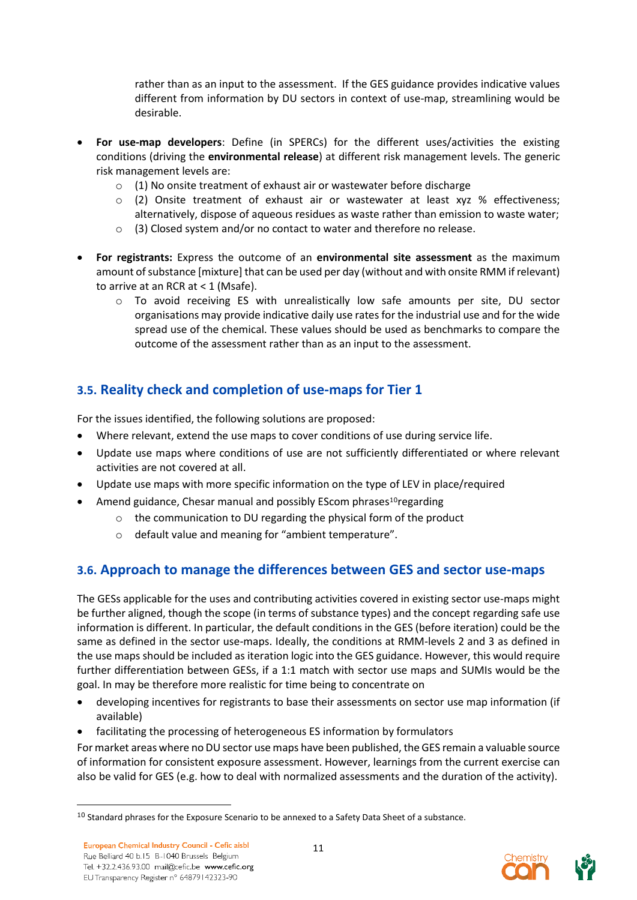rather than as an input to the assessment. If the GES guidance provides indicative values different from information by DU sectors in context of use-map, streamlining would be desirable.

- **For use-map developers**: Define (in SPERCs) for the different uses/activities the existing conditions (driving the **environmental release**) at different risk management levels. The generic risk management levels are:
  - (1) No onsite treatment of exhaust air or wastewater before discharge
  - (2) Onsite treatment of exhaust air or wastewater at least xyz % effectiveness; alternatively, dispose of aqueous residues as waste rather than emission to waste water;
  - (3) Closed system and/or no contact to water and therefore no release.
- **For registrants:** Express the outcome of an **environmental site assessment** as the maximum amount of substance [mixture] that can be used per day (without and with onsite RMM if relevant) to arrive at an RCR at < 1 (Msafe).
  - To avoid receiving ES with unrealistically low safe amounts per site, DU sector organisations may provide indicative daily use rates for the industrial use and for the wide spread use of the chemical. These values should be used as benchmarks to compare the outcome of the assessment rather than as an input to the assessment.

## 3.5. Reality check and completion of use-maps for Tier 1

For the issues identified, the following solutions are proposed:

- Where relevant, extend the use maps to cover conditions of use during service life.
- Update use maps where conditions of use are not sufficiently differentiated or where relevant activities are not covered at all.
- Update use maps with more specific information on the type of LEV in place/required
- Amend guidance, Chesar manual and possibly EScom phrases[10]regarding
  - the communication to DU regarding the physical form of the product
  - default value and meaning for “ambient temperature”.

## 3.6. Approach to manage the differences between GES and sector use-maps

The GESs applicable for the uses and contributing activities covered in existing sector use-maps might be further aligned, though the scope (in terms of substance types) and the concept regarding safe use information is different. In particular, the default conditions in the GES (before iteration) could be the same as defined in the sector use-maps. Ideally, the conditions at RMM-levels 2 and 3 as defined in the use maps should be included as iteration logic into the GES guidance. However, this would require further differentiation between GESs, if a 1:1 match with sector use maps and SUMIs would be the goal. In may be therefore more realistic for time being to concentrate on

- developing incentives for registrants to base their assessments on sector use map information (if available)
- facilitating the processing of heterogeneous ES information by formulators

For market areas where no DU sector use maps have been published, the GES remain a valuable source of information for consistent exposure assessment. However, learnings from the current exercise can also be valid for GES (e.g. how to deal with normalized assessments and the duration of the activity).

[10] Standard phrases for the Exposure Scenario to be annexed to a Safety Data Sheet of a substance.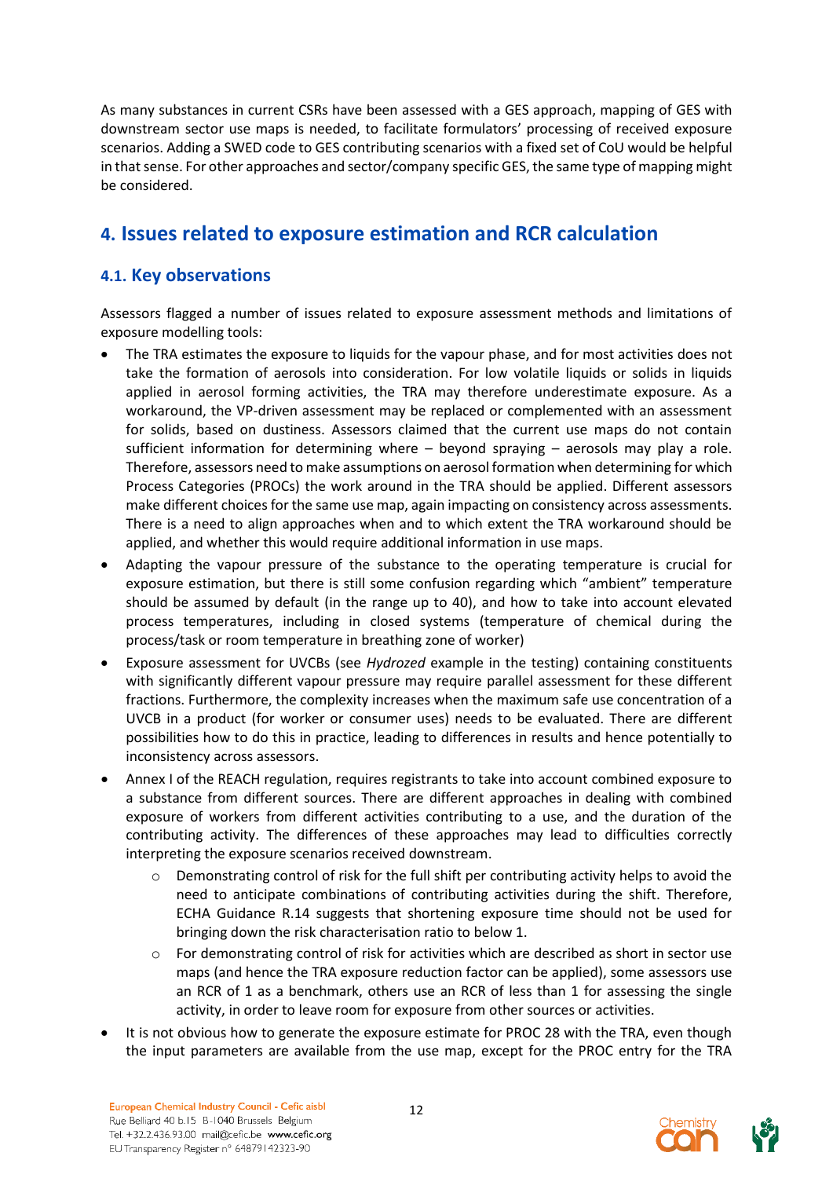As many substances in current CSRs have been assessed with a GES approach, mapping of GES with downstream sector use maps is needed, to facilitate formulators' processing of received exposure scenarios. Adding a SWED code to GES contributing scenarios with a fixed set of CoU would be helpful in that sense. For other approaches and sector/company specific GES, the same type of mapping might be considered.

# 4. Issues related to exposure estimation and RCR calculation

## 4.1. Key observations

Assessors flagged a number of issues related to exposure assessment methods and limitations of exposure modelling tools:

- The TRA estimates the exposure to liquids for the vapour phase, and for most activities does not take the formation of aerosols into consideration. For low volatile liquids or solids in liquids applied in aerosol forming activities, the TRA may therefore underestimate exposure. As a workaround, the VP-driven assessment may be replaced or complemented with an assessment for solids, based on dustiness. Assessors claimed that the current use maps do not contain sufficient information for determining where – beyond spraying – aerosols may play a role. Therefore, assessors need to make assumptions on aerosol formation when determining for which Process Categories (PROCs) the work around in the TRA should be applied. Different assessors make different choices for the same use map, again impacting on consistency across assessments. There is a need to align approaches when and to which extent the TRA workaround should be applied, and whether this would require additional information in use maps.
- Adapting the vapour pressure of the substance to the operating temperature is crucial for exposure estimation, but there is still some confusion regarding which "ambient" temperature should be assumed by default (in the range up to 40), and how to take into account elevated process temperatures, including in closed systems (temperature of chemical during the process/task or room temperature in breathing zone of worker)
- Exposure assessment for UVCBs (see *Hydrozed* example in the testing) containing constituents with significantly different vapour pressure may require parallel assessment for these different fractions. Furthermore, the complexity increases when the maximum safe use concentration of a UVCB in a product (for worker or consumer uses) needs to be evaluated. There are different possibilities how to do this in practice, leading to differences in results and hence potentially to inconsistency across assessors.
- Annex I of the REACH regulation, requires registrants to take into account combined exposure to a substance from different sources. There are different approaches in dealing with combined exposure of workers from different activities contributing to a use, and the duration of the contributing activity. The differences of these approaches may lead to difficulties correctly interpreting the exposure scenarios received downstream.
    - Demonstrating control of risk for the full shift per contributing activity helps to avoid the need to anticipate combinations of contributing activities during the shift. Therefore, ECHA Guidance R.14 suggests that shortening exposure time should not be used for bringing down the risk characterisation ratio to below 1.
    - For demonstrating control of risk for activities which are described as short in sector use maps (and hence the TRA exposure reduction factor can be applied), some assessors use an RCR of 1 as a benchmark, others use an RCR of less than 1 for assessing the single activity, in order to leave room for exposure from other sources or activities.
- It is not obvious how to generate the exposure estimate for PROC 28 with the TRA, even though the input parameters are available from the use map, except for the PROC entry for the TRA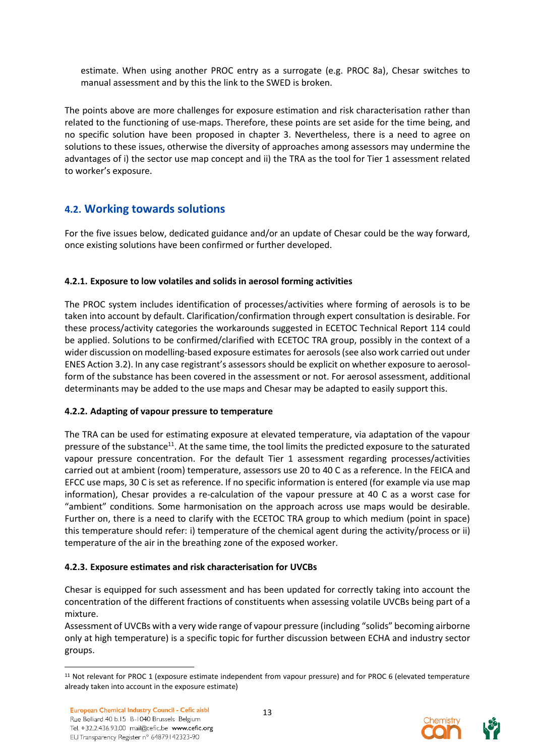estimate. When using another PROC entry as a surrogate (e.g. PROC 8a), Chesar switches to manual assessment and by this the link to the SWED is broken.

The points above are more challenges for exposure estimation and risk characterisation rather than related to the functioning of use-maps. Therefore, these points are set aside for the time being, and no specific solution have been proposed in chapter 3. Nevertheless, there is a need to agree on solutions to these issues, otherwise the diversity of approaches among assessors may undermine the advantages of i) the sector use map concept and ii) the TRA as the tool for Tier 1 assessment related to worker's exposure.

## 4.2. Working towards solutions

For the five issues below, dedicated guidance and/or an update of Chesar could be the way forward, once existing solutions have been confirmed or further developed.

#### 4.2.1. Exposure to low volatiles and solids in aerosol forming activities

The PROC system includes identification of processes/activities where forming of aerosols is to be taken into account by default. Clarification/confirmation through expert consultation is desirable. For these process/activity categories the workarounds suggested in ECETOC Technical Report 114 could be applied. Solutions to be confirmed/clarified with ECETOC TRA group, possibly in the context of a wider discussion on modelling-based exposure estimates for aerosols (see also work carried out under ENES Action 3.2). In any case registrant's assessors should be explicit on whether exposure to aerosol-form of the substance has been covered in the assessment or not. For aerosol assessment, additional determinants may be added to the use maps and Chesar may be adapted to easily support this.

#### 4.2.2. Adapting of vapour pressure to temperature

The TRA can be used for estimating exposure at elevated temperature, via adaptation of the vapour pressure of the substance[11]. At the same time, the tool limits the predicted exposure to the saturated vapour pressure concentration. For the default Tier 1 assessment regarding processes/activities carried out at ambient (room) temperature, assessors use 20 to 40 C as a reference. In the FEICA and EFCC use maps, 30 C is set as reference. If no specific information is entered (for example via use map information), Chesar provides a re-calculation of the vapour pressure at 40 C as a worst case for "ambient" conditions. Some harmonisation on the approach across use maps would be desirable. Further on, there is a need to clarify with the ECETOC TRA group to which medium (point in space) this temperature should refer: i) temperature of the chemical agent during the activity/process or ii) temperature of the air in the breathing zone of the exposed worker.

#### 4.2.3. Exposure estimates and risk characterisation for UVCBs

Chesar is equipped for such assessment and has been updated for correctly taking into account the concentration of the different fractions of constituents when assessing volatile UVCBs being part of a mixture.

Assessment of UVCBs with a very wide range of vapour pressure (including "solids" becoming airborne only at high temperature) is a specific topic for further discussion between ECHA and industry sector groups.

[11] Not relevant for PROC 1 (exposure estimate independent from vapour pressure) and for PROC 6 (elevated temperature already taken into account in the exposure estimate)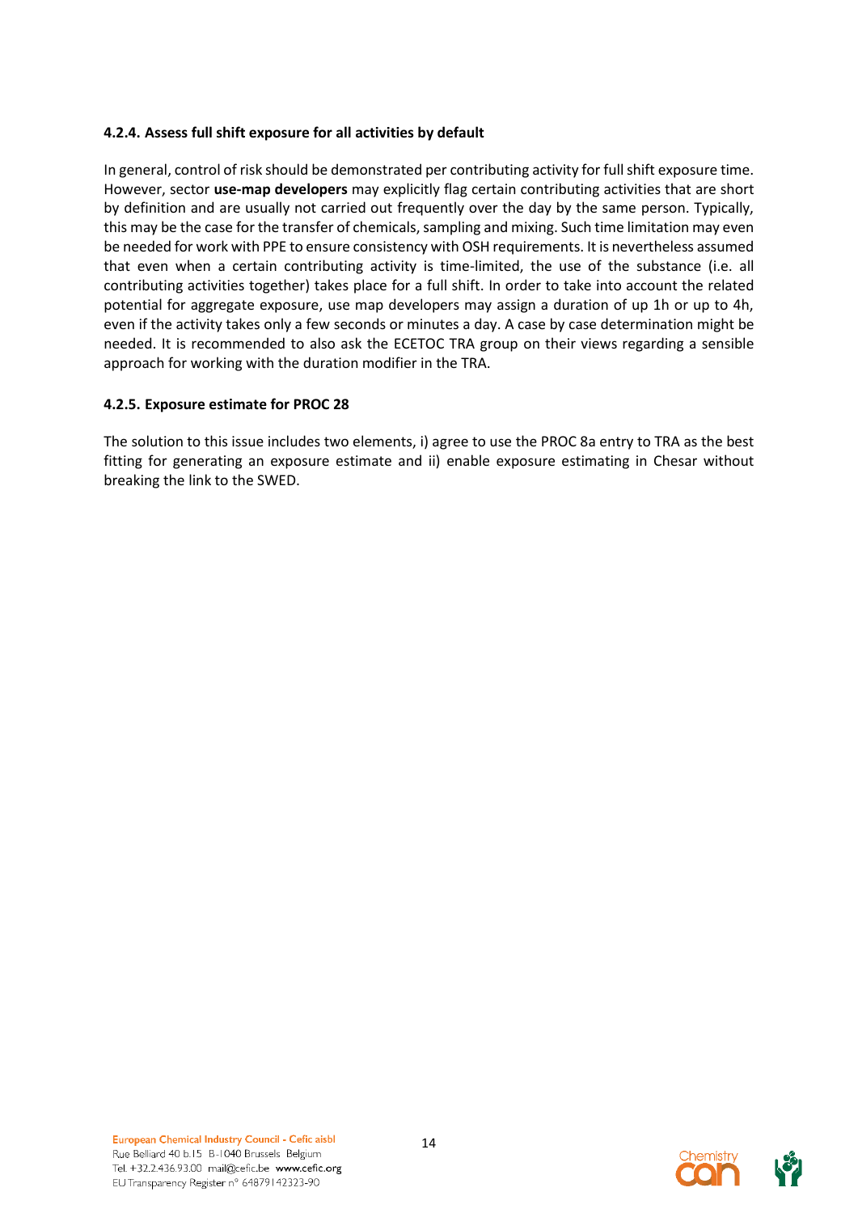#### 4.2.4. Assess full shift exposure for all activities by default

In general, control of risk should be demonstrated per contributing activity for full shift exposure time. However, sector **use-map developers** may explicitly flag certain contributing activities that are short by definition and are usually not carried out frequently over the day by the same person. Typically, this may be the case for the transfer of chemicals, sampling and mixing. Such time limitation may even be needed for work with PPE to ensure consistency with OSH requirements. It is nevertheless assumed that even when a certain contributing activity is time-limited, the use of the substance (i.e. all contributing activities together) takes place for a full shift. In order to take into account the related potential for aggregate exposure, use map developers may assign a duration of up 1h or up to 4h, even if the activity takes only a few seconds or minutes a day. A case by case determination might be needed. It is recommended to also ask the ECETOC TRA group on their views regarding a sensible approach for working with the duration modifier in the TRA.

#### 4.2.5. Exposure estimate for PROC 28

The solution to this issue includes two elements, i) agree to use the PROC 8a entry to TRA as the best fitting for generating an exposure estimate and ii) enable exposure estimating in Chesar without breaking the link to the SWED.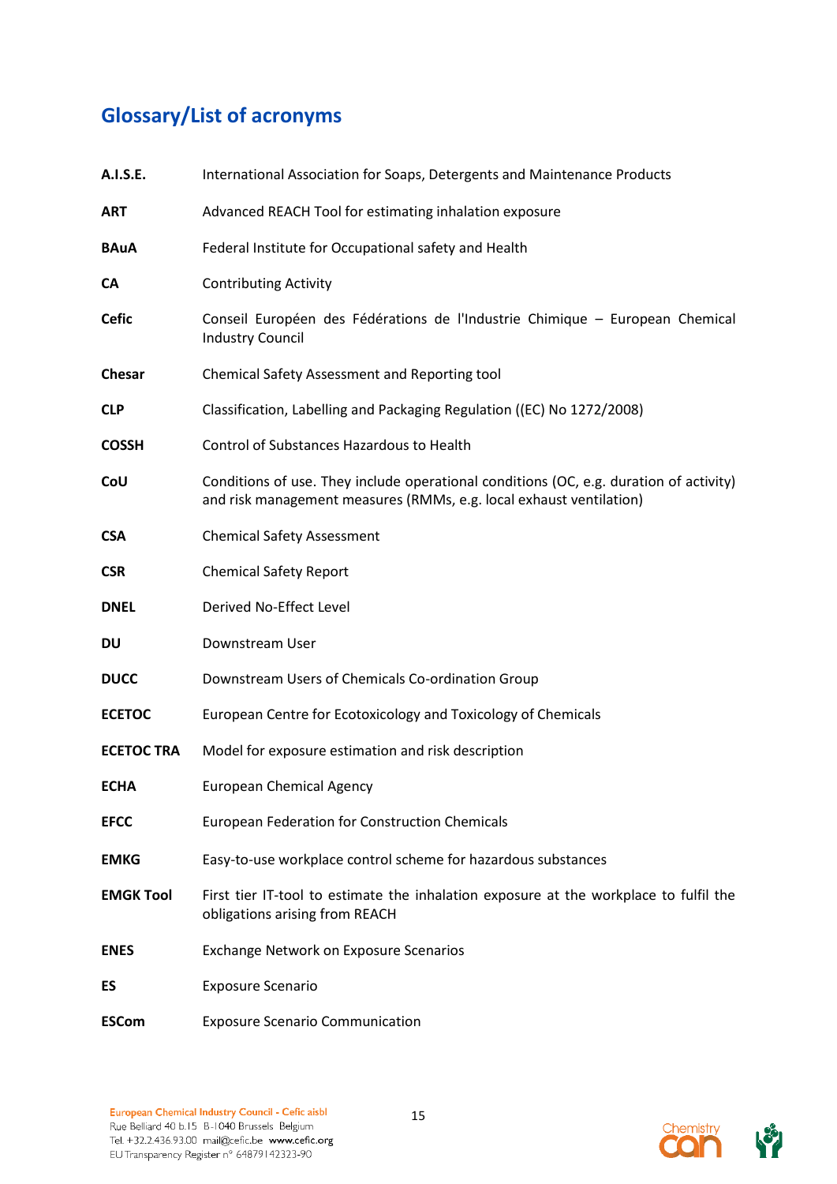## Glossary/List of acronyms

| | |
|---|---|
| **A.I.S.E.** | International Association for Soaps, Detergents and Maintenance Products |
| **ART** | Advanced REACH Tool for estimating inhalation exposure |
| **BAuA** | Federal Institute for Occupational safety and Health |
| **CA** | Contributing Activity |
| **Cefic** | Conseil Européen des Fédérations de l'Industrie Chimique – European Chemical Industry Council |
| **Chesar** | Chemical Safety Assessment and Reporting tool |
| **CLP** | Classification, Labelling and Packaging Regulation ((EC) No 1272/2008) |
| **COSSH** | Control of Substances Hazardous to Health |
| **CoU** | Conditions of use. They include operational conditions (OC, e.g. duration of activity) and risk management measures (RMMs, e.g. local exhaust ventilation) |
| **CSA** | Chemical Safety Assessment |
| **CSR** | Chemical Safety Report |
| **DNEL** | Derived No-Effect Level |
| **DU** | Downstream User |
| **DUCC** | Downstream Users of Chemicals Co-ordination Group |
| **ECETOC** | European Centre for Ecotoxicology and Toxicology of Chemicals |
| **ECETOC TRA** | Model for exposure estimation and risk description |
| **ECHA** | European Chemical Agency |
| **EFCC** | European Federation for Construction Chemicals |
| **EMKG** | Easy-to-use workplace control scheme for hazardous substances |
| **EMGK Tool** | First tier IT-tool to estimate the inhalation exposure at the workplace to fulfil the obligations arising from REACH |
| **ENES** | Exchange Network on Exposure Scenarios |
| **ES** | Exposure Scenario |
| **ESCom** | Exposure Scenario Communication |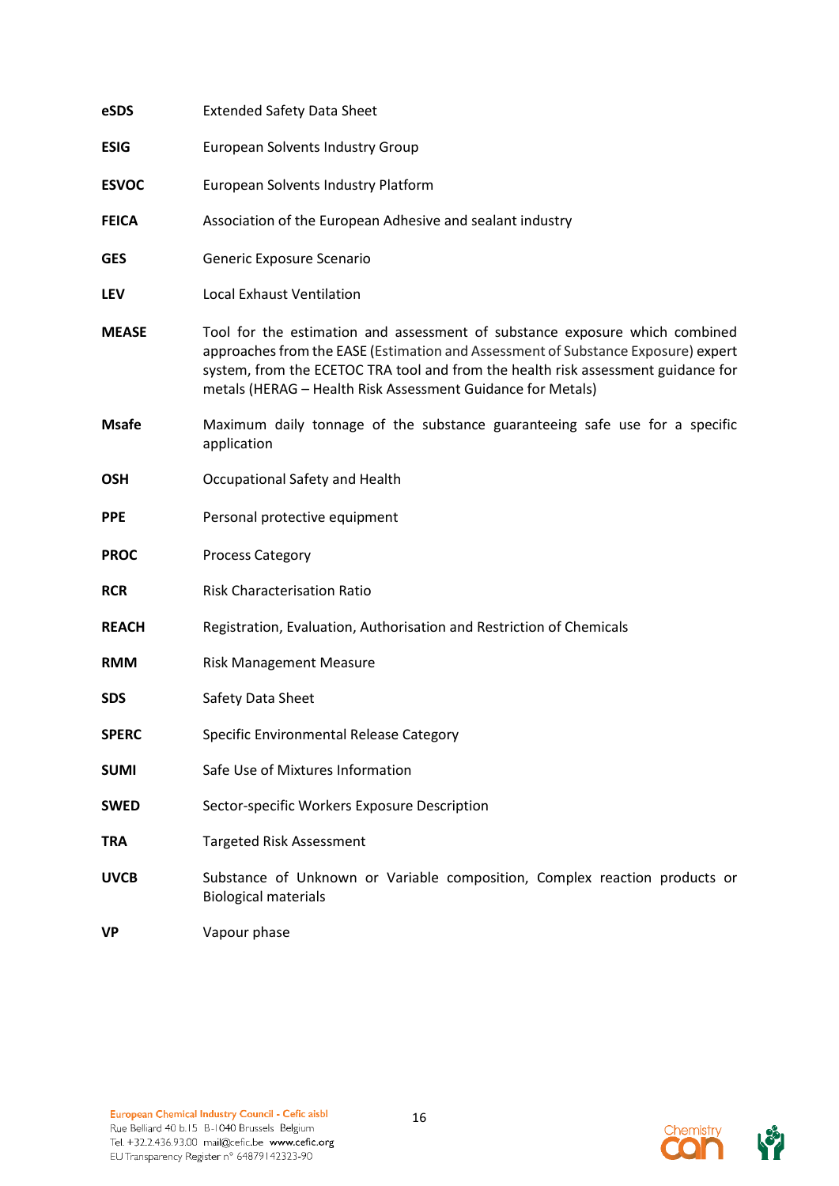| | |
|---|---|
| **eSDS** | Extended Safety Data Sheet |
| **ESIG** | European Solvents Industry Group |
| **ESVOC** | European Solvents Industry Platform |
| **FEICA** | Association of the European Adhesive and sealant industry |
| **GES** | Generic Exposure Scenario |
| **LEV** | Local Exhaust Ventilation |
| **MEASE** | Tool for the estimation and assessment of substance exposure which combined approaches from the EASE (Estimation and Assessment of Substance Exposure) expert system, from the ECETOC TRA tool and from the health risk assessment guidance for metals (HERAG – Health Risk Assessment Guidance for Metals) |
| **Msafe** | Maximum daily tonnage of the substance guaranteeing safe use for a specific application |
| **OSH** | Occupational Safety and Health |
| **PPE** | Personal protective equipment |
| **PROC** | Process Category |
| **RCR** | Risk Characterisation Ratio |
| **REACH** | Registration, Evaluation, Authorisation and Restriction of Chemicals |
| **RMM** | Risk Management Measure |
| **SDS** | Safety Data Sheet |
| **SPERC** | Specific Environmental Release Category |
| **SUMI** | Safe Use of Mixtures Information |
| **SWED** | Sector-specific Workers Exposure Description |
| **TRA** | Targeted Risk Assessment |
| **UVCB** | Substance of Unknown or Variable composition, Complex reaction products or Biological materials |
| **VP** | Vapour phase |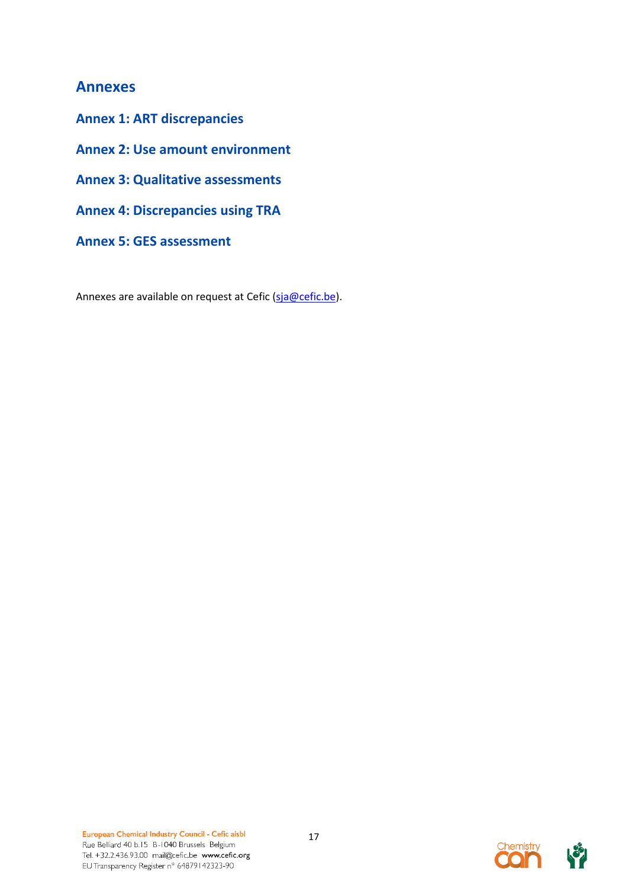# Annexes

## Annex 1: ART discrepancies

## Annex 2: Use amount environment

## Annex 3: Qualitative assessments

## Annex 4: Discrepancies using TRA

## Annex 5: GES assessment

Annexes are available on request at Cefic (sja@cefic.be).